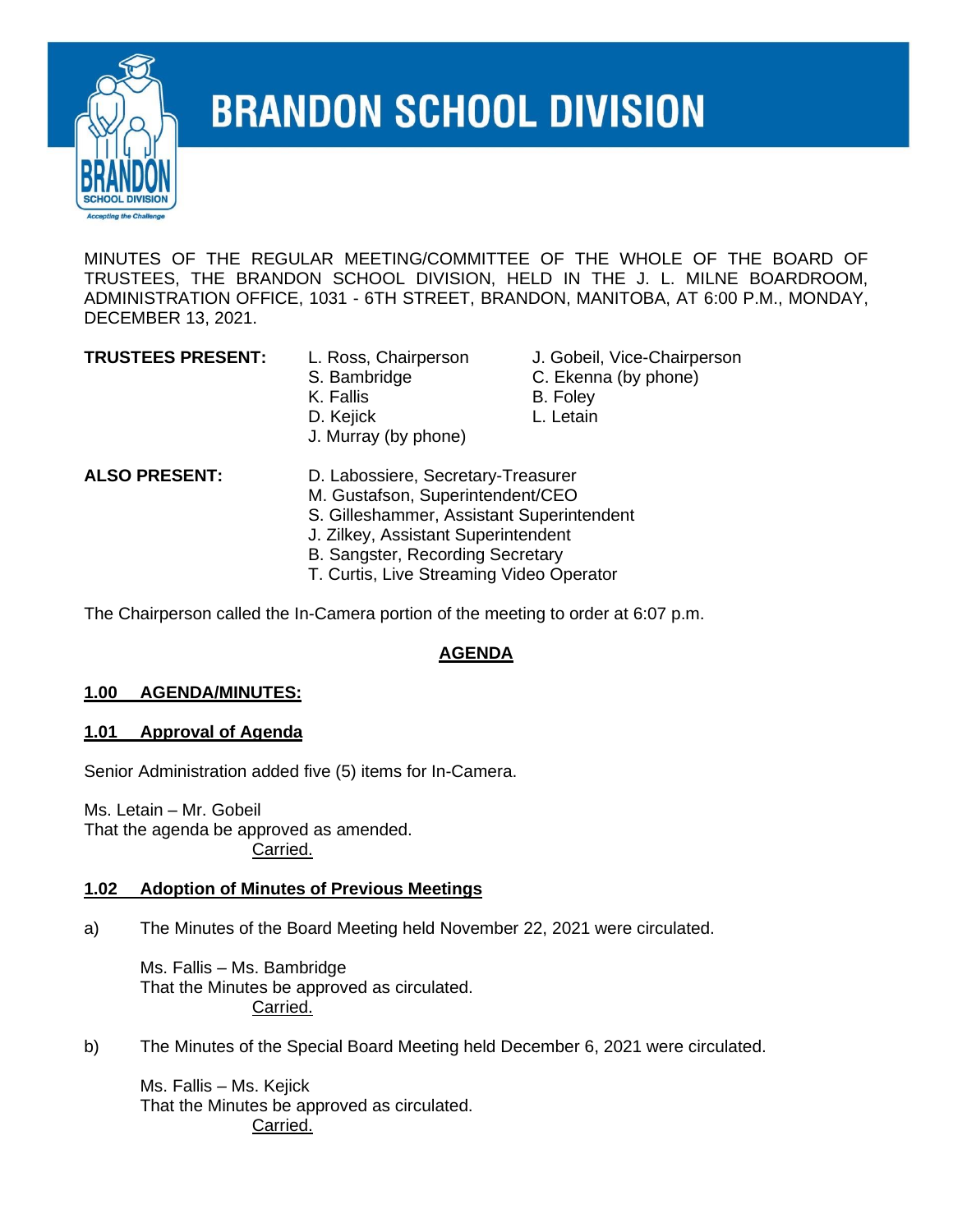# BRANDON SCHOOL DIVISION

MINUTES OF THE REGULAR MEETING/COMMITTEE OF THE WHOLE OF THE BOARD OF TRUSTEES, THE BRANDON SCHOOL DIVISION, HELD IN THE J. L. MILNE BOARDROOM, ADMINISTRATION OFFICE, 1031 - 6TH STREET, BRANDON, MANITOBA, AT 6:00 P.M., MONDAY, DECEMBER 13, 2021.

**TRUSTEES PRESENT:**

L. Ross, Chairperson
J. Gobeil, Vice-Chairperson
S. Bambridge
C. Ekenna (by phone)
K. Fallis
B. Foley
D. Kejick
L. Letain
J. Murray (by phone)

**ALSO PRESENT:**

D. Labossiere, Secretary-Treasurer
M. Gustafson, Superintendent/CEO
S. Gilleshammer, Assistant Superintendent
J. Zilkey, Assistant Superintendent
B. Sangster, Recording Secretary
T. Curtis, Live Streaming Video Operator

The Chairperson called the In-Camera portion of the meeting to order at 6:07 p.m.

## AGENDA

### 1.00 AGENDA/MINUTES:

### 1.01 Approval of Agenda

Senior Administration added five (5) items for In-Camera.

Ms. Letain – Mr. Gobeil
That the agenda be approved as amended.
Carried.

### 1.02 Adoption of Minutes of Previous Meetings

a) The Minutes of the Board Meeting held November 22, 2021 were circulated.

Ms. Fallis – Ms. Bambridge
That the Minutes be approved as circulated.
Carried.

b) The Minutes of the Special Board Meeting held December 6, 2021 were circulated.

Ms. Fallis – Ms. Kejick
That the Minutes be approved as circulated.
Carried.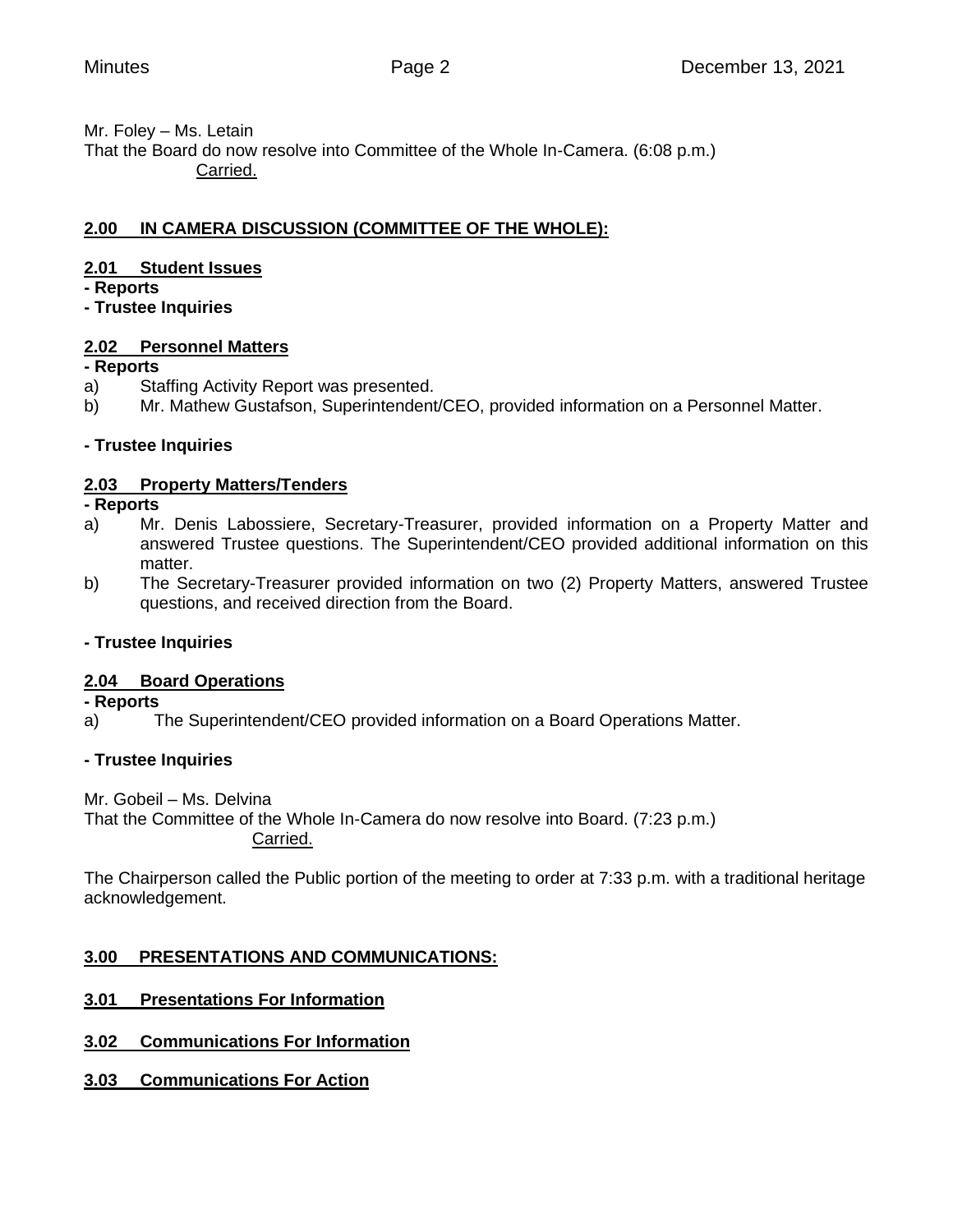Mr. Foley – Ms. Letain
That the Board do now resolve into Committee of the Whole In-Camera. (6:08 p.m.)
Carried.

## 2.00 IN CAMERA DISCUSSION (COMMITTEE OF THE WHOLE):

### 2.01 Student Issues

**- Reports**

**- Trustee Inquiries**

### 2.02 Personnel Matters

**- Reports**

a) Staffing Activity Report was presented.
b) Mr. Mathew Gustafson, Superintendent/CEO, provided information on a Personnel Matter.

**- Trustee Inquiries**

### 2.03 Property Matters/Tenders

**- Reports**

a) Mr. Denis Labossiere, Secretary-Treasurer, provided information on a Property Matter and answered Trustee questions. The Superintendent/CEO provided additional information on this matter.
b) The Secretary-Treasurer provided information on two (2) Property Matters, answered Trustee questions, and received direction from the Board.

**- Trustee Inquiries**

### 2.04 Board Operations

**- Reports**

a) The Superintendent/CEO provided information on a Board Operations Matter.

**- Trustee Inquiries**

Mr. Gobeil – Ms. Delvina
That the Committee of the Whole In-Camera do now resolve into Board. (7:23 p.m.)
Carried.

The Chairperson called the Public portion of the meeting to order at 7:33 p.m. with a traditional heritage acknowledgement.

## 3.00 PRESENTATIONS AND COMMUNICATIONS:

### 3.01 Presentations For Information

### 3.02 Communications For Information

### 3.03 Communications For Action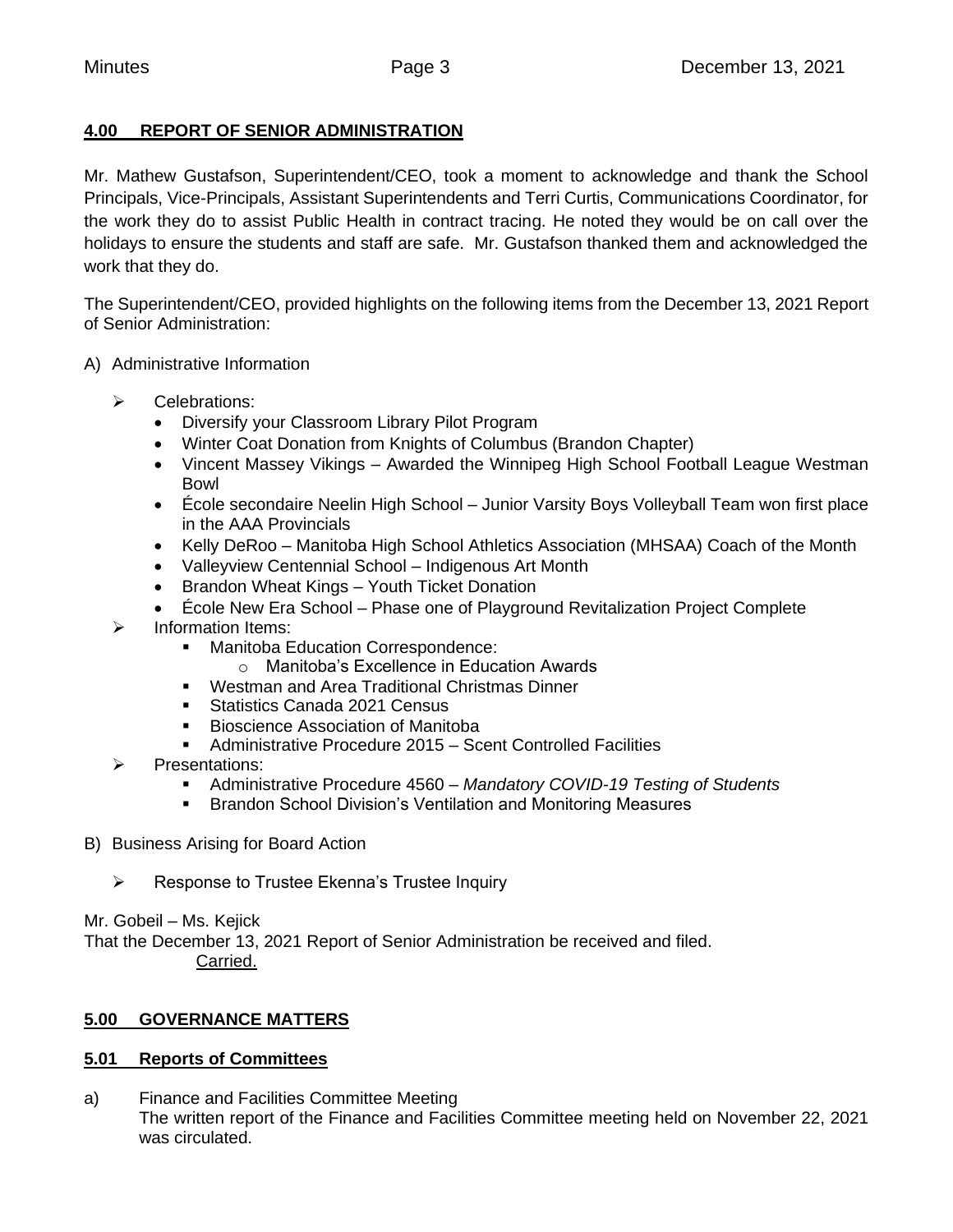## 4.00 REPORT OF SENIOR ADMINISTRATION

Mr. Mathew Gustafson, Superintendent/CEO, took a moment to acknowledge and thank the School Principals, Vice-Principals, Assistant Superintendents and Terri Curtis, Communications Coordinator, for the work they do to assist Public Health in contract tracing. He noted they would be on call over the holidays to ensure the students and staff are safe. Mr. Gustafson thanked them and acknowledged the work that they do.

The Superintendent/CEO, provided highlights on the following items from the December 13, 2021 Report of Senior Administration:

A) Administrative Information

- Celebrations:
  - Diversify your Classroom Library Pilot Program
  - Winter Coat Donation from Knights of Columbus (Brandon Chapter)
  - Vincent Massey Vikings – Awarded the Winnipeg High School Football League Westman Bowl
  - École secondaire Neelin High School – Junior Varsity Boys Volleyball Team won first place in the AAA Provincials
  - Kelly DeRoo – Manitoba High School Athletics Association (MHSAA) Coach of the Month
  - Valleyview Centennial School – Indigenous Art Month
  - Brandon Wheat Kings – Youth Ticket Donation
  - École New Era School – Phase one of Playground Revitalization Project Complete
- Information Items:
  - Manitoba Education Correspondence:
    - Manitoba's Excellence in Education Awards
  - Westman and Area Traditional Christmas Dinner
  - Statistics Canada 2021 Census
  - Bioscience Association of Manitoba
  - Administrative Procedure 2015 – Scent Controlled Facilities
- Presentations:
  - Administrative Procedure 4560 – *Mandatory COVID-19 Testing of Students*
  - Brandon School Division's Ventilation and Monitoring Measures

B) Business Arising for Board Action

- Response to Trustee Ekenna's Trustee Inquiry

Mr. Gobeil – Ms. Kejick
That the December 13, 2021 Report of Senior Administration be received and filed.
Carried.

## 5.00 GOVERNANCE MATTERS

### 5.01 Reports of Committees

a) Finance and Facilities Committee Meeting
The written report of the Finance and Facilities Committee meeting held on November 22, 2021 was circulated.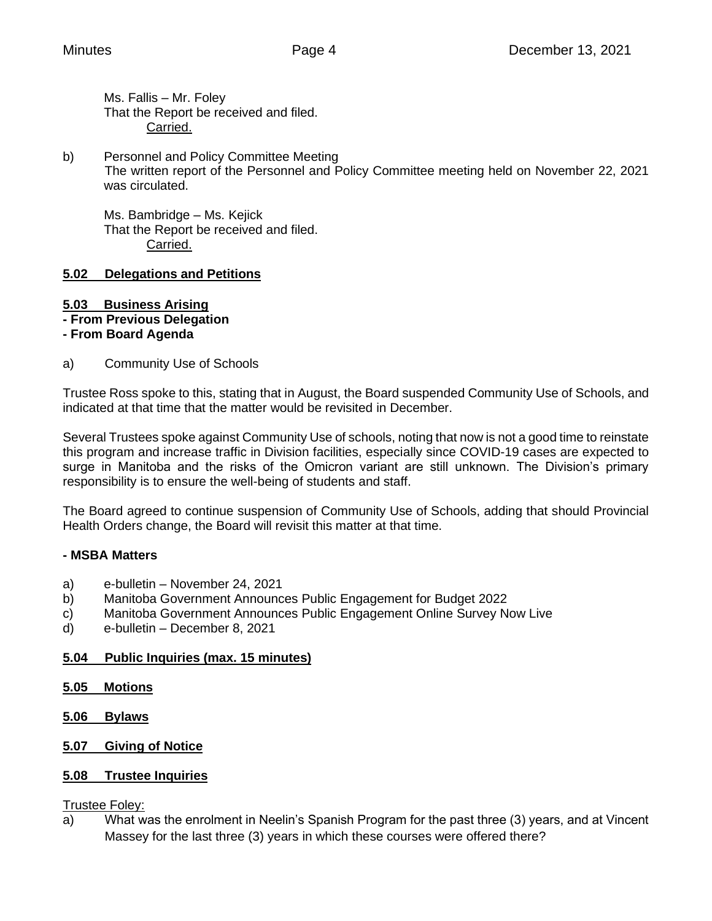Ms. Fallis – Mr. Foley
That the Report be received and filed.
Carried.

b) Personnel and Policy Committee Meeting
The written report of the Personnel and Policy Committee meeting held on November 22, 2021 was circulated.

Ms. Bambridge – Ms. Kejick
That the Report be received and filed.
Carried.

## 5.02 Delegations and Petitions

## 5.03 Business Arising

**- From Previous Delegation**

**- From Board Agenda**

a) Community Use of Schools

Trustee Ross spoke to this, stating that in August, the Board suspended Community Use of Schools, and indicated at that time that the matter would be revisited in December.

Several Trustees spoke against Community Use of schools, noting that now is not a good time to reinstate this program and increase traffic in Division facilities, especially since COVID-19 cases are expected to surge in Manitoba and the risks of the Omicron variant are still unknown. The Division's primary responsibility is to ensure the well-being of students and staff.

The Board agreed to continue suspension of Community Use of Schools, adding that should Provincial Health Orders change, the Board will revisit this matter at that time.

**- MSBA Matters**

a) e-bulletin – November 24, 2021
b) Manitoba Government Announces Public Engagement for Budget 2022
c) Manitoba Government Announces Public Engagement Online Survey Now Live
d) e-bulletin – December 8, 2021

## 5.04 Public Inquiries (max. 15 minutes)

## 5.05 Motions

## 5.06 Bylaws

## 5.07 Giving of Notice

## 5.08 Trustee Inquiries

Trustee Foley:

a) What was the enrolment in Neelin's Spanish Program for the past three (3) years, and at Vincent Massey for the last three (3) years in which these courses were offered there?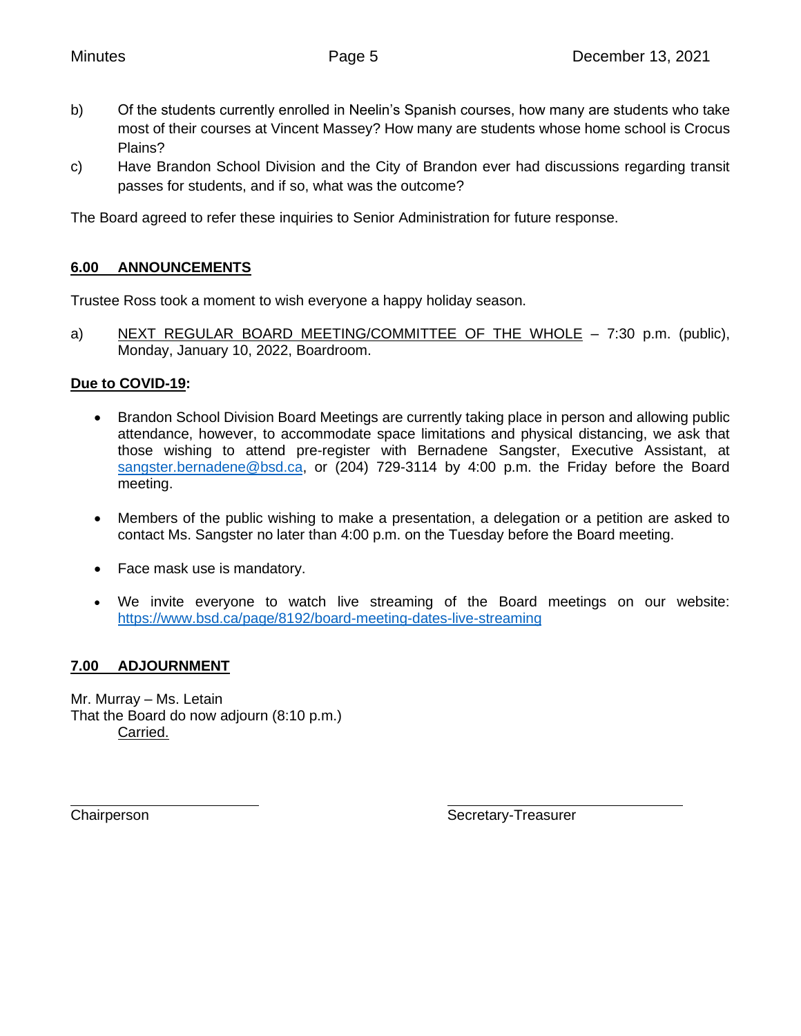b) Of the students currently enrolled in Neelin's Spanish courses, how many are students who take most of their courses at Vincent Massey? How many are students whose home school is Crocus Plains?

c) Have Brandon School Division and the City of Brandon ever had discussions regarding transit passes for students, and if so, what was the outcome?

The Board agreed to refer these inquiries to Senior Administration for future response.

## 6.00 ANNOUNCEMENTS

Trustee Ross took a moment to wish everyone a happy holiday season.

a) NEXT REGULAR BOARD MEETING/COMMITTEE OF THE WHOLE – 7:30 p.m. (public), Monday, January 10, 2022, Boardroom.

**Due to COVID-19:**

- Brandon School Division Board Meetings are currently taking place in person and allowing public attendance, however, to accommodate space limitations and physical distancing, we ask that those wishing to attend pre-register with Bernadene Sangster, Executive Assistant, at sangster.bernadene@bsd.ca, or (204) 729-3114 by 4:00 p.m. the Friday before the Board meeting.

- Members of the public wishing to make a presentation, a delegation or a petition are asked to contact Ms. Sangster no later than 4:00 p.m. on the Tuesday before the Board meeting.

- Face mask use is mandatory.

- We invite everyone to watch live streaming of the Board meetings on our website: https://www.bsd.ca/page/8192/board-meeting-dates-live-streaming

## 7.00 ADJOURNMENT

Mr. Murray – Ms. Letain
That the Board do now adjourn (8:10 p.m.)
Carried.

Chairperson

Secretary-Treasurer